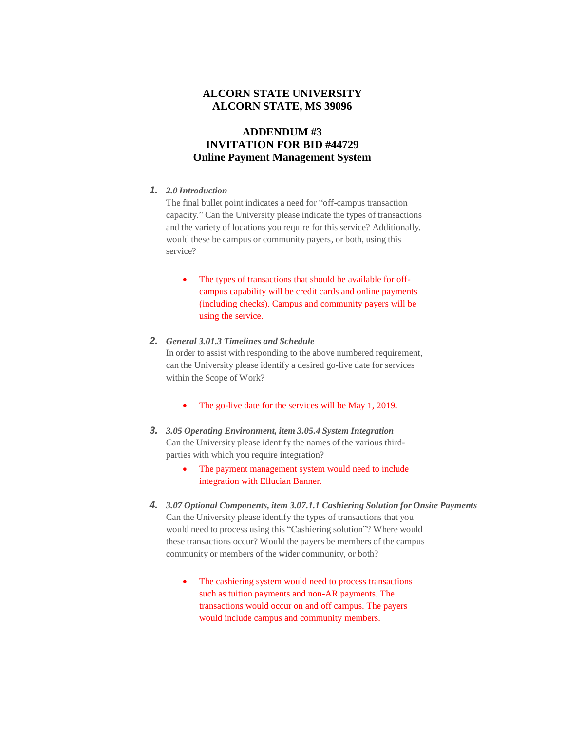# ALCORN STATE UNIVERSITY
# ALCORN STATE, MS 39096

## ADDENDUM #3
## INVITATION FOR BID #44729
## Online Payment Management System

1. ***2.0 Introduction***
   The final bullet point indicates a need for "off-campus transaction capacity." Can the University please indicate the types of transactions and the variety of locations you require for this service? Additionally, would these be campus or community payers, or both, using this service?

   - The types of transactions that should be available for off-campus capability will be credit cards and online payments (including checks). Campus and community payers will be using the service.

2. ***General 3.01.3 Timelines and Schedule***
   In order to assist with responding to the above numbered requirement, can the University please identify a desired go-live date for services within the Scope of Work?

   - The go-live date for the services will be May 1, 2019.

3. ***3.05 Operating Environment, item 3.05.4 System Integration***
   Can the University please identify the names of the various third-parties with which you require integration?

   - The payment management system would need to include integration with Ellucian Banner.

4. ***3.07 Optional Components, item 3.07.1.1 Cashiering Solution for Onsite Payments***
   Can the University please identify the types of transactions that you would need to process using this "Cashiering solution"? Where would these transactions occur? Would the payers be members of the campus community or members of the wider community, or both?

   - The cashiering system would need to process transactions such as tuition payments and non-AR payments. The transactions would occur on and off campus. The payers would include campus and community members.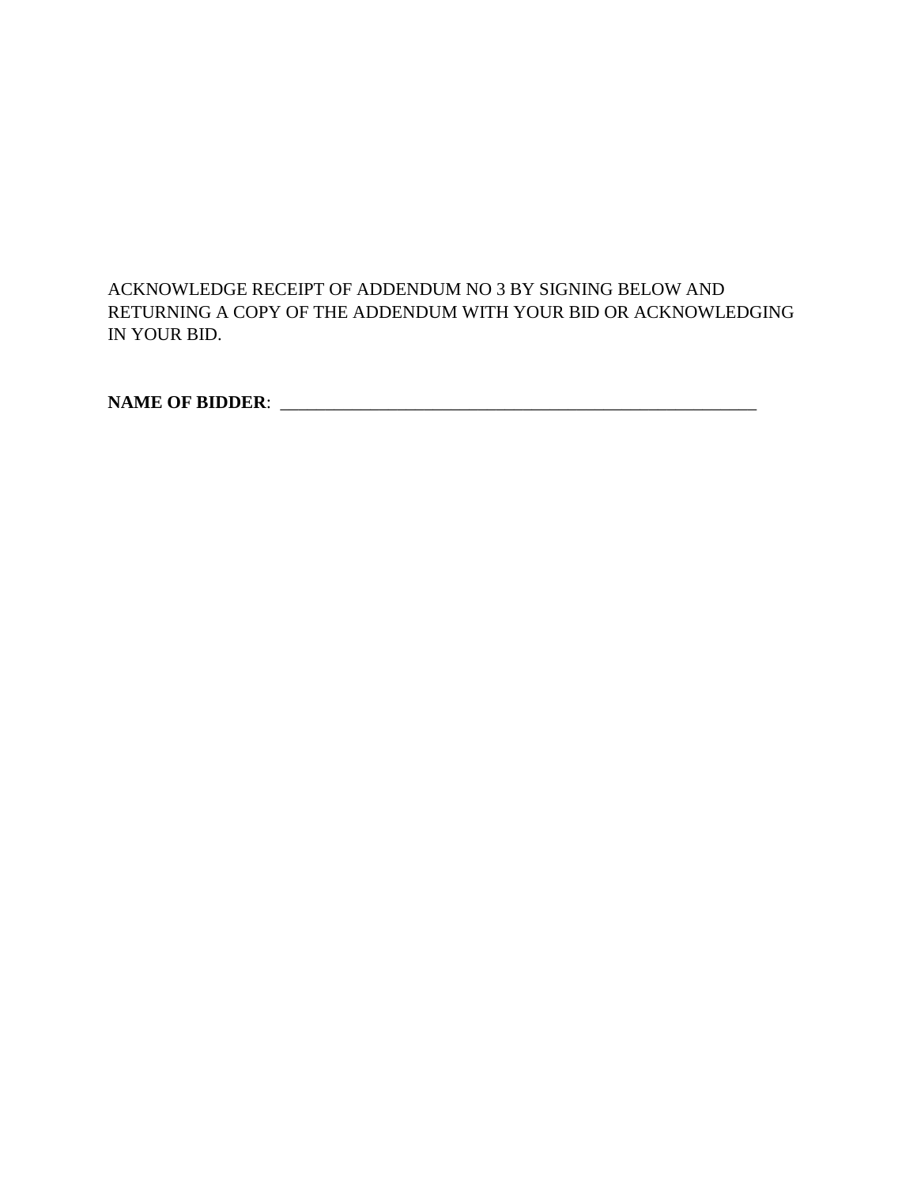ACKNOWLEDGE RECEIPT OF ADDENDUM NO 3 BY SIGNING BELOW AND RETURNING A COPY OF THE ADDENDUM WITH YOUR BID OR ACKNOWLEDGING IN YOUR BID.

**NAME OF BIDDER**: _______________________________________________________